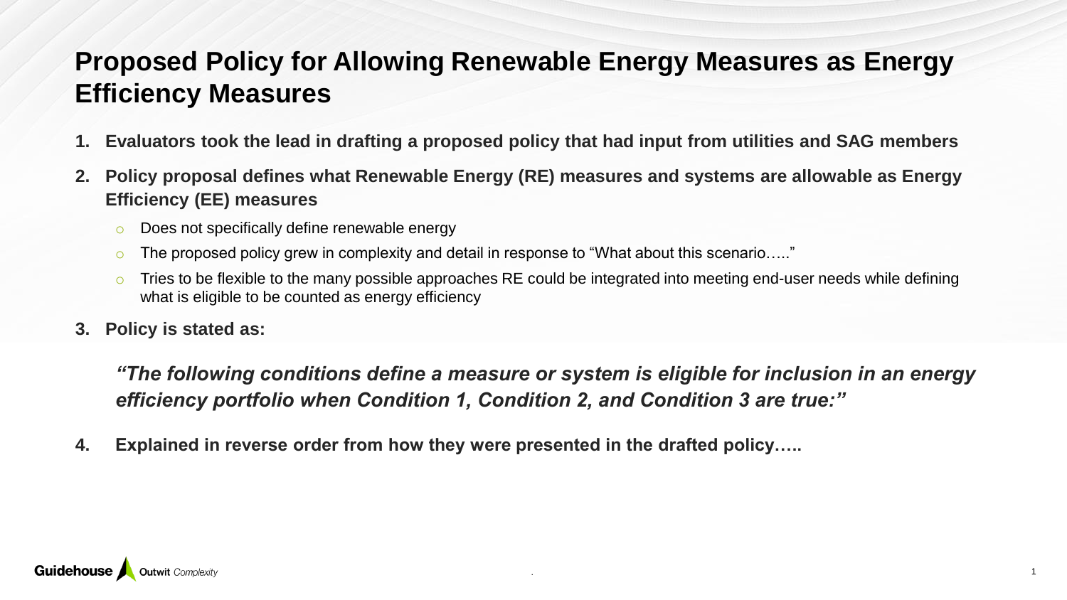# Proposed Policy for Allowing Renewable Energy Measures as Energy Efficiency Measures

1. **Evaluators took the lead in drafting a proposed policy that had input from utilities and SAG members**
2. **Policy proposal defines what Renewable Energy (RE) measures and systems are allowable as Energy Efficiency (EE) measures**
   - Does not specifically define renewable energy
   - The proposed policy grew in complexity and detail in response to "What about this scenario….."
   - Tries to be flexible to the many possible approaches RE could be integrated into meeting end-user needs while defining what is eligible to be counted as energy efficiency
3. **Policy is stated as:**

   ***"The following conditions define a measure or system is eligible for inclusion in an energy efficiency portfolio when Condition 1, Condition 2, and Condition 3 are true:"***

4. **Explained in reverse order from how they were presented in the drafted policy…..**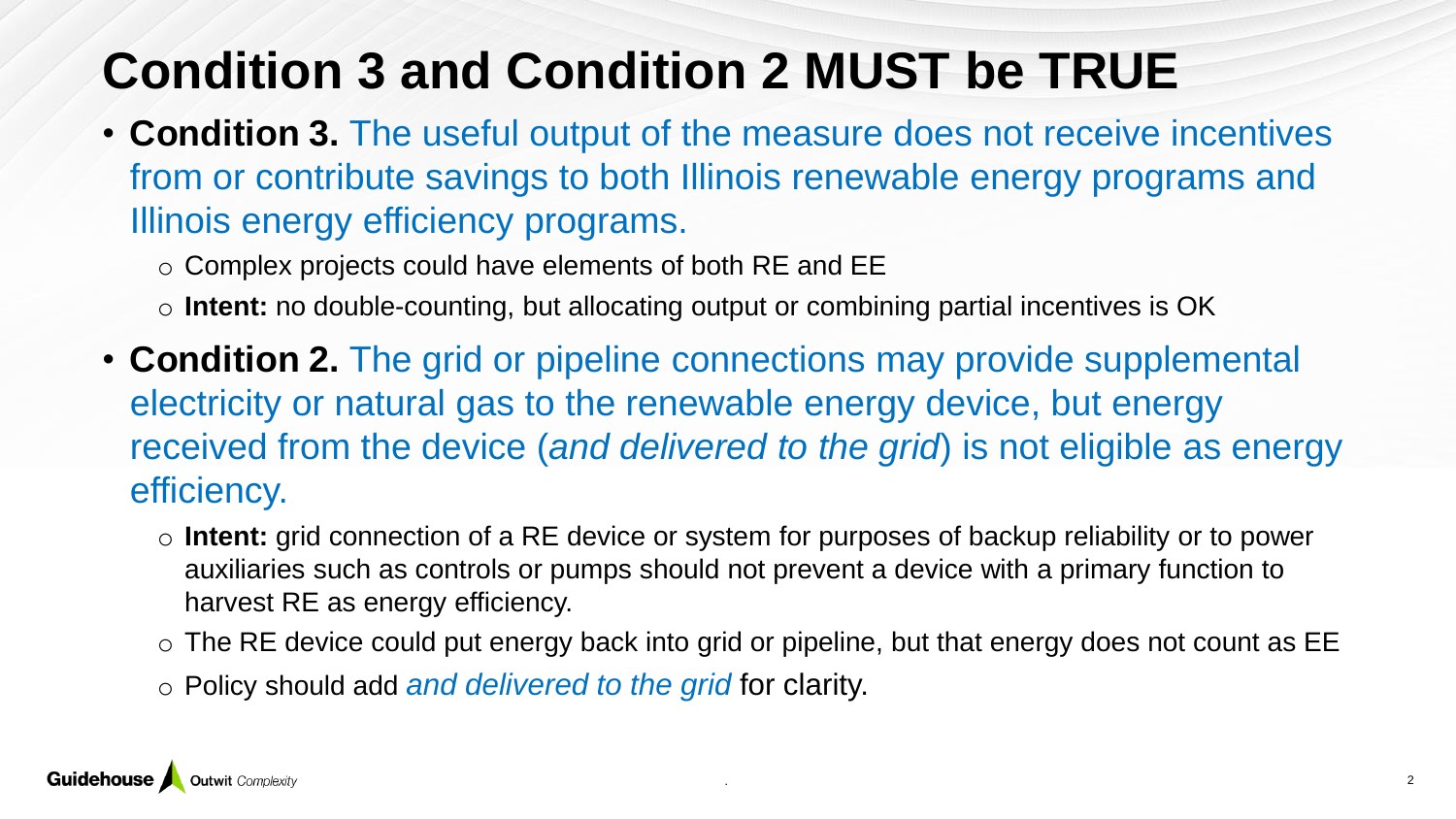# Condition 3 and Condition 2 MUST be TRUE

- **Condition 3.** The useful output of the measure does not receive incentives from or contribute savings to both Illinois renewable energy programs and Illinois energy efficiency programs.
  - Complex projects could have elements of both RE and EE
  - **Intent:** no double-counting, but allocating output or combining partial incentives is OK
- **Condition 2.** The grid or pipeline connections may provide supplemental electricity or natural gas to the renewable energy device, but energy received from the device (*and delivered to the grid*) is not eligible as energy efficiency.
  - **Intent:** grid connection of a RE device or system for purposes of backup reliability or to power auxiliaries such as controls or pumps should not prevent a device with a primary function to harvest RE as energy efficiency.
  - The RE device could put energy back into grid or pipeline, but that energy does not count as EE
  - Policy should add *and delivered to the grid* for clarity.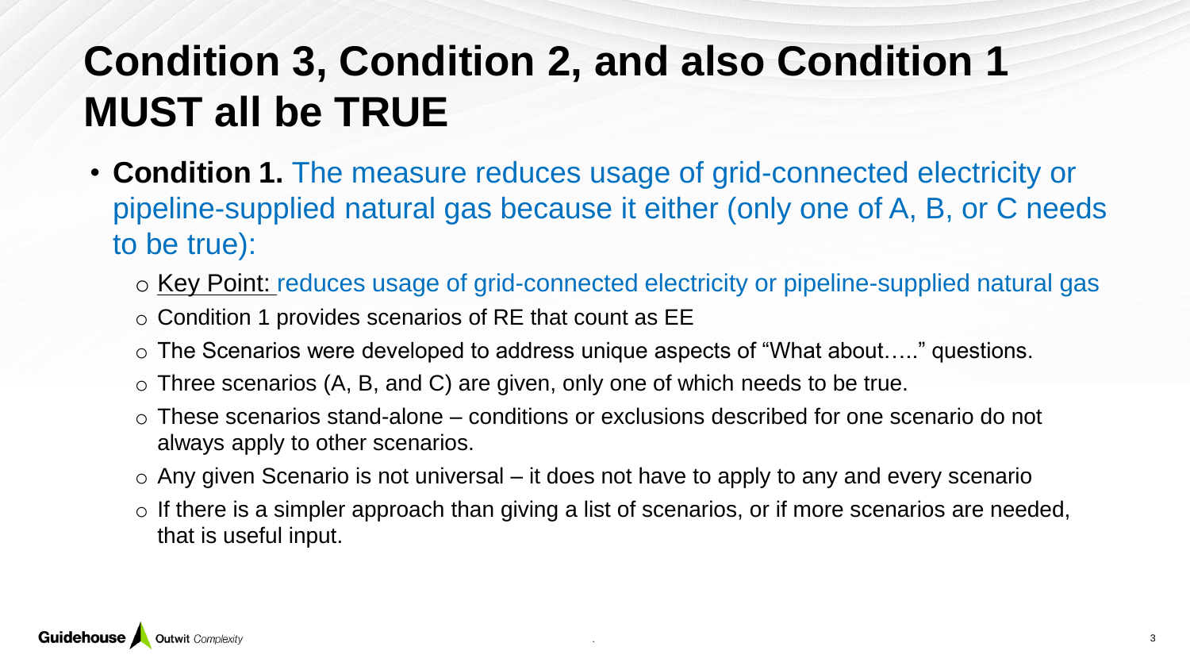# Condition 3, Condition 2, and also Condition 1 MUST all be TRUE

- **Condition 1.** The measure reduces usage of grid-connected electricity or pipeline-supplied natural gas because it either (only one of A, B, or C needs to be true):
  - Key Point: reduces usage of grid-connected electricity or pipeline-supplied natural gas
  - Condition 1 provides scenarios of RE that count as EE
  - The Scenarios were developed to address unique aspects of "What about….." questions.
  - Three scenarios (A, B, and C) are given, only one of which needs to be true.
  - These scenarios stand-alone – conditions or exclusions described for one scenario do not always apply to other scenarios.
  - Any given Scenario is not universal – it does not have to apply to any and every scenario
  - If there is a simpler approach than giving a list of scenarios, or if more scenarios are needed, that is useful input.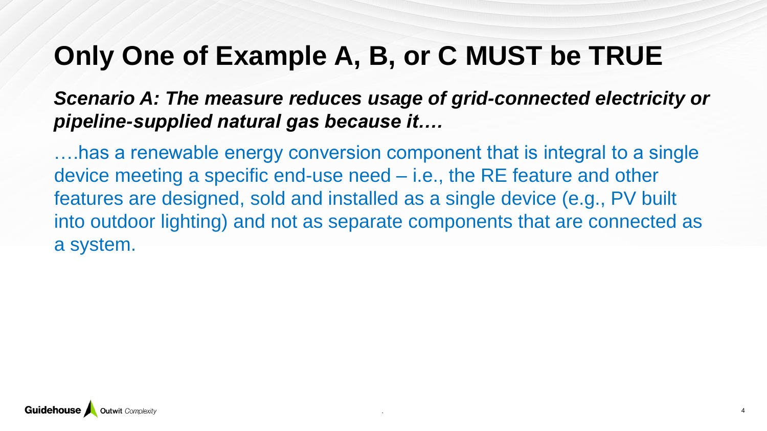# Only One of Example A, B, or C MUST be TRUE

***Scenario A: The measure reduces usage of grid-connected electricity or pipeline-supplied natural gas because it….***

….has a renewable energy conversion component that is integral to a single device meeting a specific end-use need – i.e., the RE feature and other features are designed, sold and installed as a single device (e.g., PV built into outdoor lighting) and not as separate components that are connected as a system.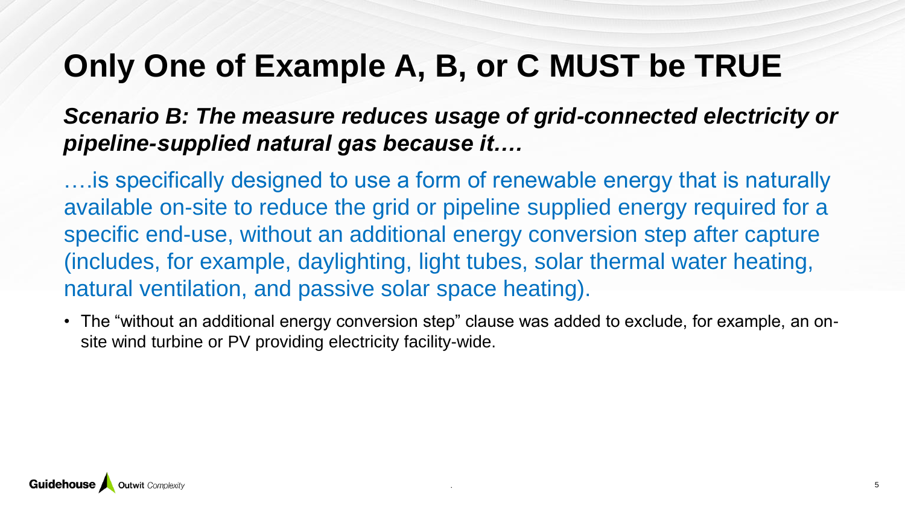# Only One of Example A, B, or C MUST be TRUE

***Scenario B: The measure reduces usage of grid-connected electricity or pipeline-supplied natural gas because it….***

….is specifically designed to use a form of renewable energy that is naturally available on-site to reduce the grid or pipeline supplied energy required for a specific end-use, without an additional energy conversion step after capture (includes, for example, daylighting, light tubes, solar thermal water heating, natural ventilation, and passive solar space heating).

- The "without an additional energy conversion step" clause was added to exclude, for example, an on-site wind turbine or PV providing electricity facility-wide.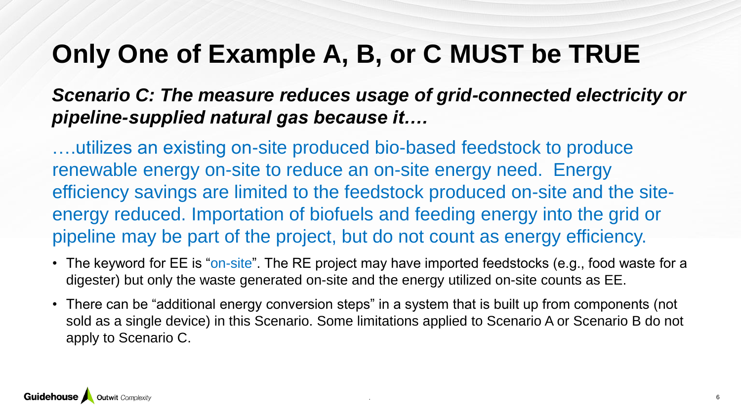# Only One of Example A, B, or C MUST be TRUE

***Scenario C: The measure reduces usage of grid-connected electricity or pipeline-supplied natural gas because it….***

….utilizes an existing on-site produced bio-based feedstock to produce renewable energy on-site to reduce an on-site energy need. Energy efficiency savings are limited to the feedstock produced on-site and the site-energy reduced. Importation of biofuels and feeding energy into the grid or pipeline may be part of the project, but do not count as energy efficiency.

- The keyword for EE is "on-site". The RE project may have imported feedstocks (e.g., food waste for a digester) but only the waste generated on-site and the energy utilized on-site counts as EE.
- There can be "additional energy conversion steps" in a system that is built up from components (not sold as a single device) in this Scenario. Some limitations applied to Scenario A or Scenario B do not apply to Scenario C.